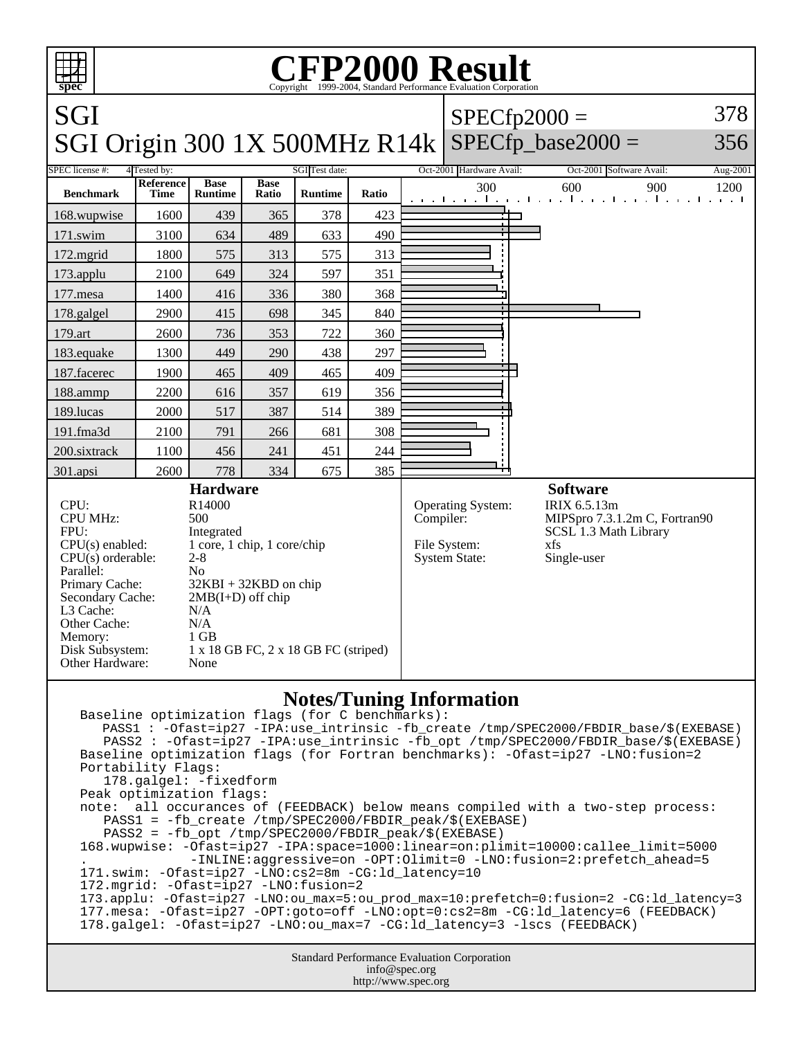# CFP2000 Result

Copyright 1999-2004, Standard Performance Evaluation Corporation

## SGI
## SGI Origin 300 1X 500MHz R14k

SPECfp2000 = 378

SPECfp_base2000 = 356

SPEC license #: 4 Tested by: SGI Test date: Oct-2001 Hardware Avail: Oct-2001 Software Avail: Aug-2001

| Benchmark | Reference Time | Base Runtime | Base Ratio | Runtime | Ratio |
|---|---|---|---|---|---|
| 168.wupwise | 1600 | 439 | 365 | 378 | 423 |
| 171.swim | 3100 | 634 | 489 | 633 | 490 |
| 172.mgrid | 1800 | 575 | 313 | 575 | 313 |
| 173.applu | 2100 | 649 | 324 | 597 | 351 |
| 177.mesa | 1400 | 416 | 336 | 380 | 368 |
| 178.galgel | 2900 | 415 | 698 | 345 | 840 |
| 179.art | 2600 | 736 | 353 | 722 | 360 |
| 183.equake | 1300 | 449 | 290 | 438 | 297 |
| 187.facerec | 1900 | 465 | 409 | 465 | 409 |
| 188.ammp | 2200 | 616 | 357 | 619 | 356 |
| 189.lucas | 2000 | 517 | 387 | 514 | 389 |
| 191.fma3d | 2100 | 791 | 266 | 681 | 308 |
| 200.sixtrack | 1100 | 456 | 241 | 451 | 244 |
| 301.apsi | 2600 | 778 | 334 | 675 | 385 |

### Hardware

- CPU: R14000
- CPU MHz: 500
- FPU: Integrated
- CPU(s) enabled: 1 core, 1 chip, 1 core/chip
- CPU(s) orderable: 2-8
- Parallel: No
- Primary Cache: 32KBI + 32KBD on chip
- Secondary Cache: 2MB(I+D) off chip
- L3 Cache: N/A
- Other Cache: N/A
- Memory: 1 GB
- Disk Subsystem: 1 x 18 GB FC, 2 x 18 GB FC (striped)
- Other Hardware: None

### Software

- Operating System: IRIX 6.5.13m
- Compiler: MIPSpro 7.3.1.2m C, Fortran90 SCSL 1.3 Math Library
- File System: xfs
- System State: Single-user

### Notes/Tuning Information

```
Baseline optimization flags (for C benchmarks):
   PASS1 : -Ofast=ip27 -IPA:use_intrinsic -fb_create /tmp/SPEC2000/FBDIR_base/$(EXEBASE)
   PASS2 : -Ofast=ip27 -IPA:use_intrinsic -fb_opt /tmp/SPEC2000/FBDIR_base/$(EXEBASE)
Baseline optimization flags (for Fortran benchmarks): -Ofast=ip27 -LNO:fusion=2
Portability Flags:
   178.galgel: -fixedform
Peak optimization flags:
note:  all occurances of (FEEDBACK) below means compiled with a two-step process:
   PASS1 = -fb_create /tmp/SPEC2000/FBDIR_peak/$(EXEBASE)
   PASS2 = -fb_opt /tmp/SPEC2000/FBDIR_peak/$(EXEBASE)
168.wupwise: -Ofast=ip27 -IPA:space=1000:linear=on:plimit=10000:callee_limit=5000
.             -INLINE:aggressive=on -OPT:Olimit=0 -LNO:fusion=2:prefetch_ahead=5
171.swim: -Ofast=ip27 -LNO:cs2=8m -CG:ld_latency=10
172.mgrid: -Ofast=ip27 -LNO:fusion=2
173.applu: -Ofast=ip27 -LNO:ou_max=5:ou_prod_max=10:prefetch=0:fusion=2 -CG:ld_latency=3
177.mesa: -Ofast=ip27 -OPT:goto=off -LNO:opt=0:cs2=8m -CG:ld_latency=6 (FEEDBACK)
178.galgel: -Ofast=ip27 -LNO:ou_max=7 -CG:ld_latency=3 -lscs (FEEDBACK)
```

Standard Performance Evaluation Corporation
info@spec.org
http://www.spec.org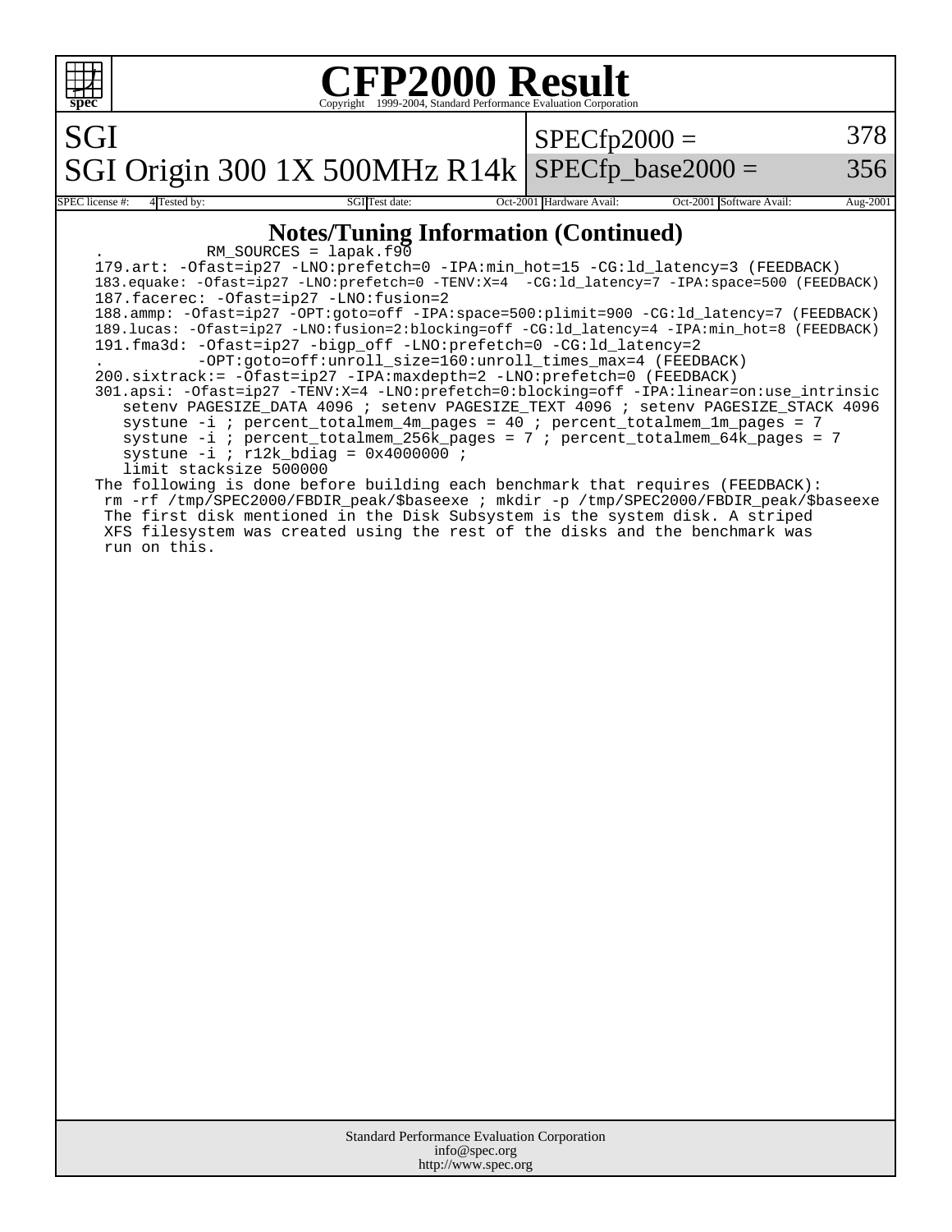# CFP2000 Result

Copyright 1999-2004, Standard Performance Evaluation Corporation

| | | |
|---|---|---|
| SGI | SPECfp2000 = | 378 |
| SGI Origin 300 1X 500MHz R14k | SPECfp_base2000 = | 356 |

SPEC license #: 4 Tested by: SGI Test date: Oct-2001 Hardware Avail: Oct-2001 Software Avail: Aug-2001

## Notes/Tuning Information (Continued)

```
.           RM_SOURCES = lapak.f90
179.art: -Ofast=ip27 -LNO:prefetch=0 -IPA:min_hot=15 -CG:ld_latency=3 (FEEDBACK)
183.equake: -Ofast=ip27 -LNO:prefetch=0 -TENV:X=4  -CG:ld_latency=7 -IPA:space=500 (FEEDBACK)
187.facerec: -Ofast=ip27 -LNO:fusion=2
188.ammp: -Ofast=ip27 -OPT:goto=off -IPA:space=500:plimit=900 -CG:ld_latency=7 (FEEDBACK)
189.lucas: -Ofast=ip27 -LNO:fusion=2:blocking=off -CG:ld_latency=4 -IPA:min_hot=8 (FEEDBACK)
191.fma3d: -Ofast=ip27 -bigp_off -LNO:prefetch=0 -CG:ld_latency=2
.          -OPT:goto=off:unroll_size=160:unroll_times_max=4 (FEEDBACK)
200.sixtrack:= -Ofast=ip27 -IPA:maxdepth=2 -LNO:prefetch=0 (FEEDBACK)
301.apsi: -Ofast=ip27 -TENV:X=4 -LNO:prefetch=0:blocking=off -IPA:linear=on:use_intrinsic
   setenv PAGESIZE_DATA 4096 ; setenv PAGESIZE_TEXT 4096 ; setenv PAGESIZE_STACK 4096
   systune -i ; percent_totalmem_4m_pages = 40 ; percent_totalmem_1m_pages = 7
   systune -i ; percent_totalmem_256k_pages = 7 ; percent_totalmem_64k_pages = 7
   systune -i ; r12k_bdiag = 0x4000000 ;
   limit stacksize 500000
The following is done before building each benchmark that requires (FEEDBACK):
 rm -rf /tmp/SPEC2000/FBDIR_peak/$baseexe ; mkdir -p /tmp/SPEC2000/FBDIR_peak/$baseexe
 The first disk mentioned in the Disk Subsystem is the system disk. A striped
 XFS filesystem was created using the rest of the disks and the benchmark was
 run on this.
```

Standard Performance Evaluation Corporation
info@spec.org
http://www.spec.org